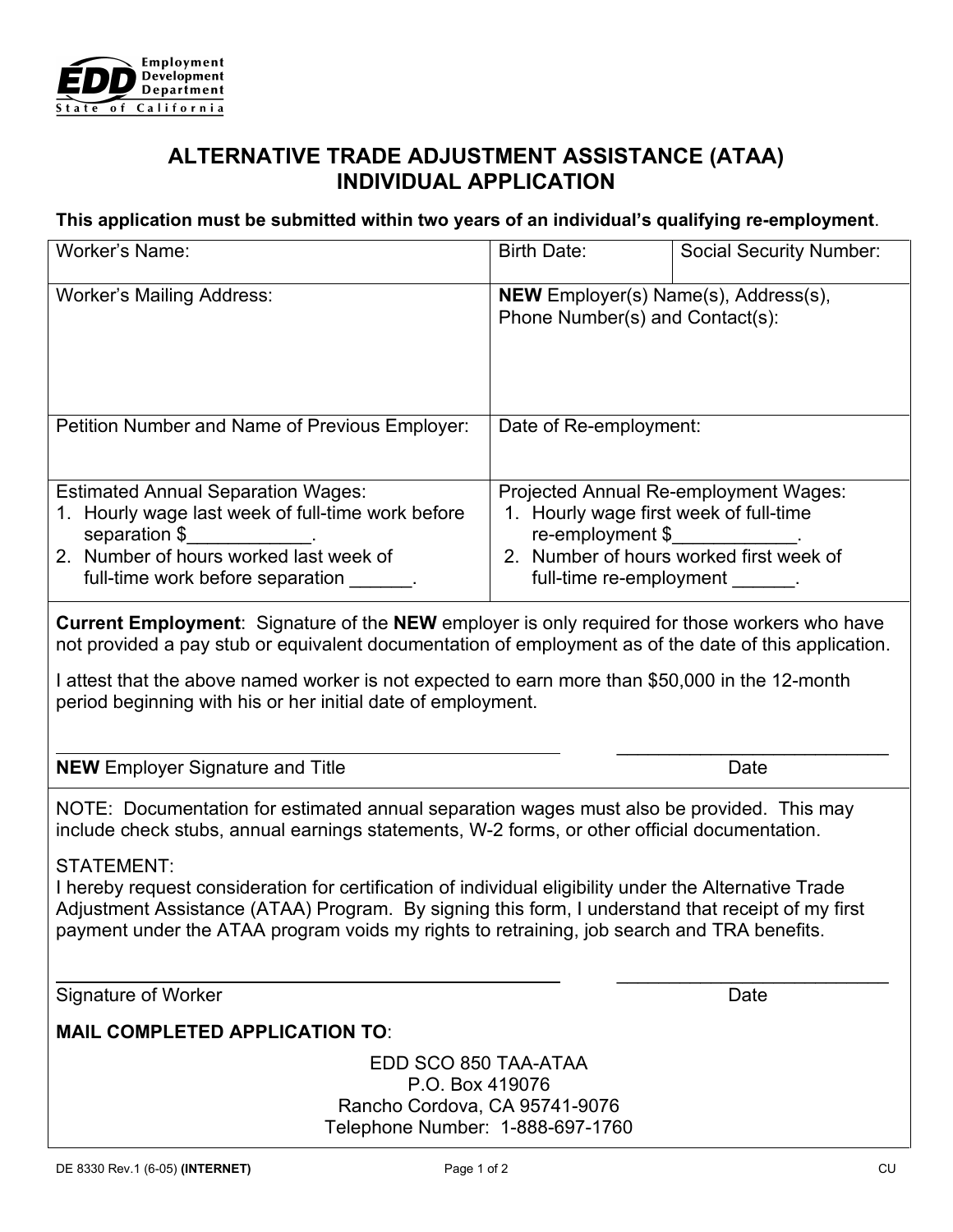EDD Employment Development Department State of California

# ALTERNATIVE TRADE ADJUSTMENT ASSISTANCE (ATAA) INDIVIDUAL APPLICATION

**This application must be submitted within two years of an individual's qualifying re-employment**.

| Worker's Name: | Birth Date: | Social Security Number: |
|---|---|---|
| Worker's Mailing Address: | **NEW** Employer(s) Name(s), Address(s), Phone Number(s) and Contact(s): | |
| Petition Number and Name of Previous Employer: | Date of Re-employment: | |
| Estimated Annual Separation Wages:<br>1. Hourly wage last week of full-time work before separation $____________.<br>2. Number of hours worked last week of full-time work before separation ______. | Projected Annual Re-employment Wages:<br>1. Hourly wage first week of full-time re-employment $____________.<br>2. Number of hours worked first week of full-time re-employment ______. | |

**Current Employment**: Signature of the **NEW** employer is only required for those workers who have not provided a pay stub or equivalent documentation of employment as of the date of this application.

I attest that the above named worker is not expected to earn more than $50,000 in the 12-month period beginning with his or her initial date of employment.

_______________________________________________ ____________________________

**NEW** Employer Signature and Title Date

NOTE: Documentation for estimated annual separation wages must also be provided. This may include check stubs, annual earnings statements, W-2 forms, or other official documentation.

STATEMENT:
I hereby request consideration for certification of individual eligibility under the Alternative Trade Adjustment Assistance (ATAA) Program. By signing this form, I understand that receipt of my first payment under the ATAA program voids my rights to retraining, job search and TRA benefits.

_______________________________________________ ____________________________

Signature of Worker Date

**MAIL COMPLETED APPLICATION TO**:

EDD SCO 850 TAA-ATAA
P.O. Box 419076
Rancho Cordova, CA 95741-9076
Telephone Number: 1-888-697-1760

DE 8330 Rev.1 (6-05) **(INTERNET)** CU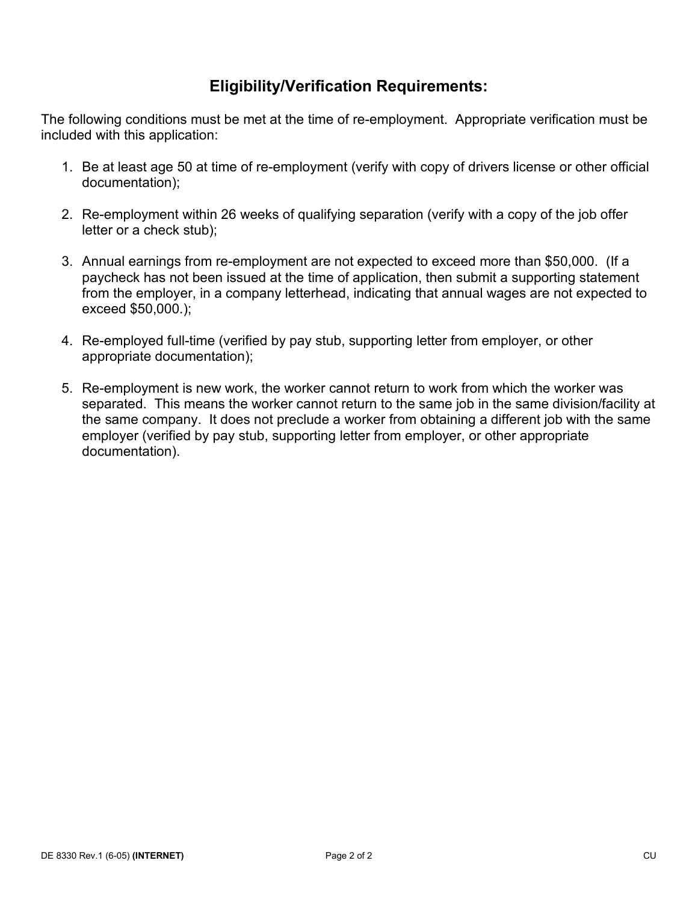## Eligibility/Verification Requirements:

The following conditions must be met at the time of re-employment. Appropriate verification must be included with this application:

1. Be at least age 50 at time of re-employment (verify with copy of drivers license or other official documentation);

2. Re-employment within 26 weeks of qualifying separation (verify with a copy of the job offer letter or a check stub);

3. Annual earnings from re-employment are not expected to exceed more than $50,000. (If a paycheck has not been issued at the time of application, then submit a supporting statement from the employer, in a company letterhead, indicating that annual wages are not expected to exceed $50,000.);

4. Re-employed full-time (verified by pay stub, supporting letter from employer, or other appropriate documentation);

5. Re-employment is new work, the worker cannot return to work from which the worker was separated. This means the worker cannot return to the same job in the same division/facility at the same company. It does not preclude a worker from obtaining a different job with the same employer (verified by pay stub, supporting letter from employer, or other appropriate documentation).